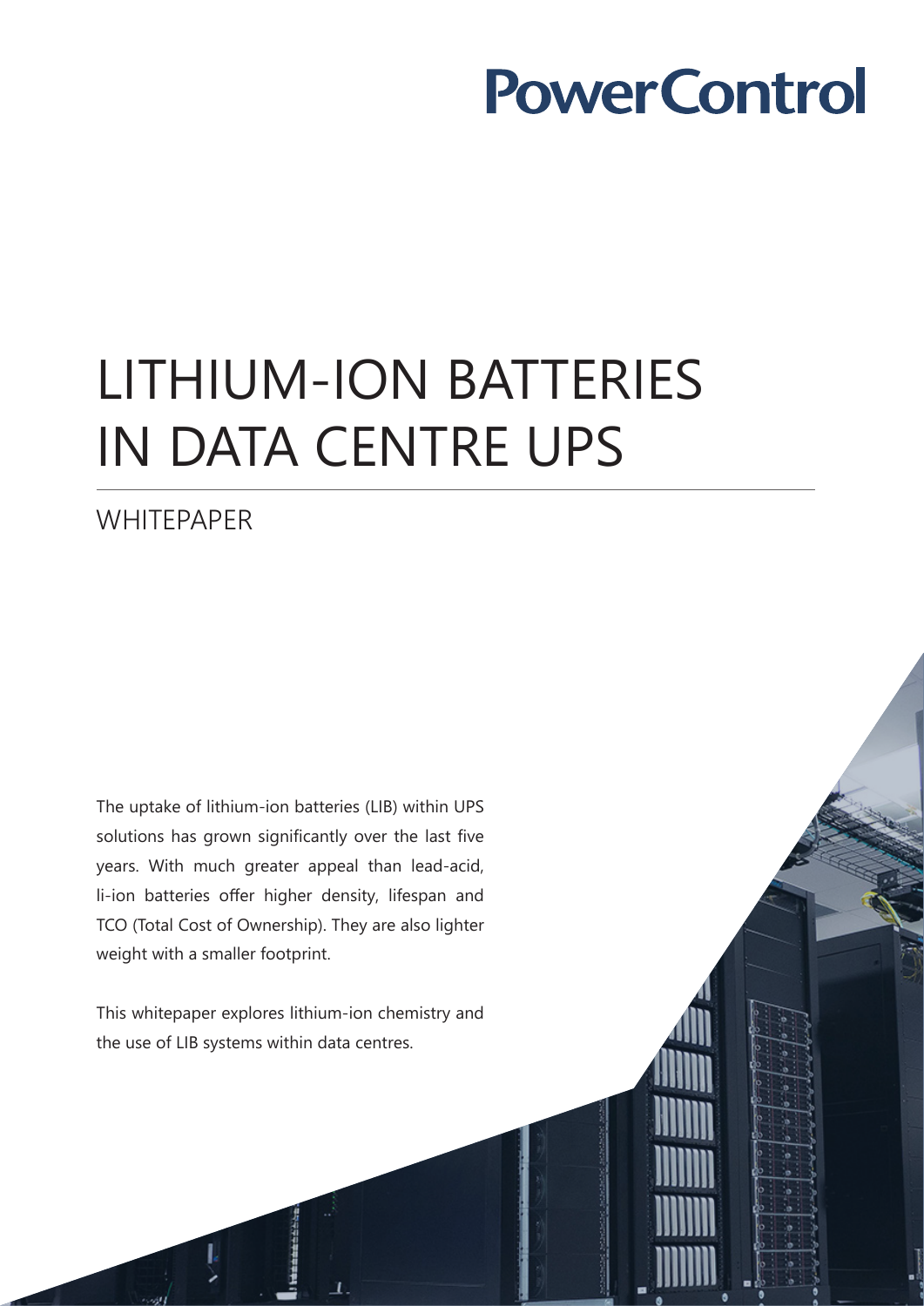PowerControl

# LITHIUM-ION BATTERIES IN DATA CENTRE UPS

## WHITEPAPER

The uptake of lithium-ion batteries (LIB) within UPS solutions has grown significantly over the last five years. With much greater appeal than lead-acid, li-ion batteries offer higher density, lifespan and TCO (Total Cost of Ownership). They are also lighter weight with a smaller footprint.

This whitepaper explores lithium-ion chemistry and the use of LIB systems within data centres.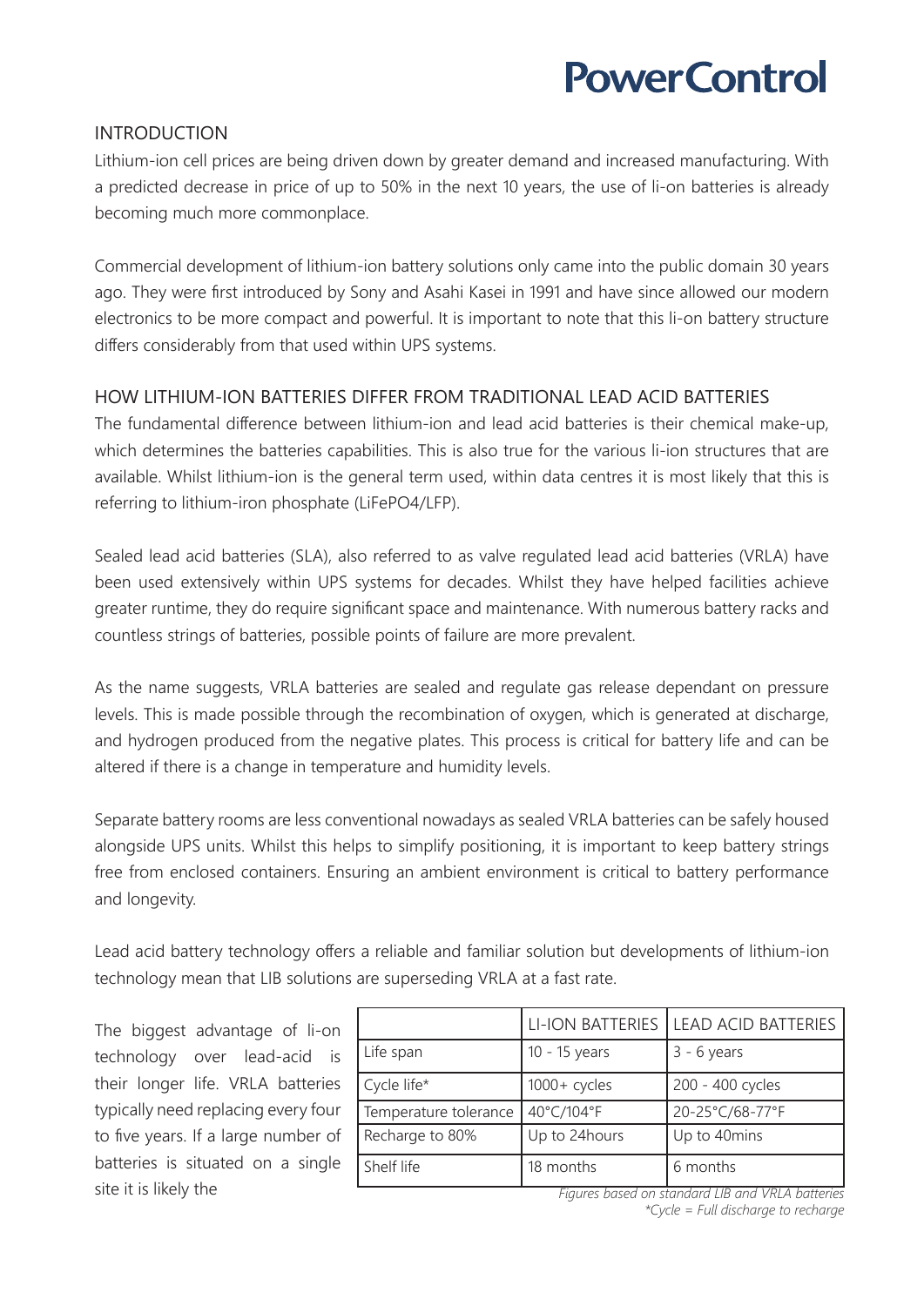## INTRODUCTION

Lithium-ion cell prices are being driven down by greater demand and increased manufacturing. With a predicted decrease in price of up to 50% in the next 10 years, the use of li-on batteries is already becoming much more commonplace.

Commercial development of lithium-ion battery solutions only came into the public domain 30 years ago. They were first introduced by Sony and Asahi Kasei in 1991 and have since allowed our modern electronics to be more compact and powerful. It is important to note that this li-on battery structure differs considerably from that used within UPS systems.

## HOW LITHIUM-ION BATTERIES DIFFER FROM TRADITIONAL LEAD ACID BATTERIES

The fundamental difference between lithium-ion and lead acid batteries is their chemical make-up, which determines the batteries capabilities. This is also true for the various li-ion structures that are available. Whilst lithium-ion is the general term used, within data centres it is most likely that this is referring to lithium-iron phosphate ($LiFePO_4$/LFP).

Sealed lead acid batteries (SLA), also referred to as valve regulated lead acid batteries (VRLA) have been used extensively within UPS systems for decades. Whilst they have helped facilities achieve greater runtime, they do require significant space and maintenance. With numerous battery racks and countless strings of batteries, possible points of failure are more prevalent.

As the name suggests, VRLA batteries are sealed and regulate gas release dependant on pressure levels. This is made possible through the recombination of oxygen, which is generated at discharge, and hydrogen produced from the negative plates. This process is critical for battery life and can be altered if there is a change in temperature and humidity levels.

Separate battery rooms are less conventional nowadays as sealed VRLA batteries can be safely housed alongside UPS units. Whilst this helps to simplify positioning, it is important to keep battery strings free from enclosed containers. Ensuring an ambient environment is critical to battery performance and longevity.

Lead acid battery technology offers a reliable and familiar solution but developments of lithium-ion technology mean that LIB solutions are superseding VRLA at a fast rate.

| | LI-ION BATTERIES | LEAD ACID BATTERIES |
|---|---|---|
| Life span | 10 - 15 years | 3 - 6 years |
| Cycle life* | 1000+ cycles | 200 - 400 cycles |
| Temperature tolerance | 40°C/104°F | 20-25°C/68-77°F |
| Recharge to 80% | Up to 24hours | Up to 40mins |
| Shelf life | 18 months | 6 months |

*Figures based on standard LIB and VRLA batteries*
*\*Cycle = Full discharge to recharge*

The biggest advantage of li-on technology over lead-acid is their longer life. VRLA batteries typically need replacing every four to five years. If a large number of batteries is situated on a single site it is likely the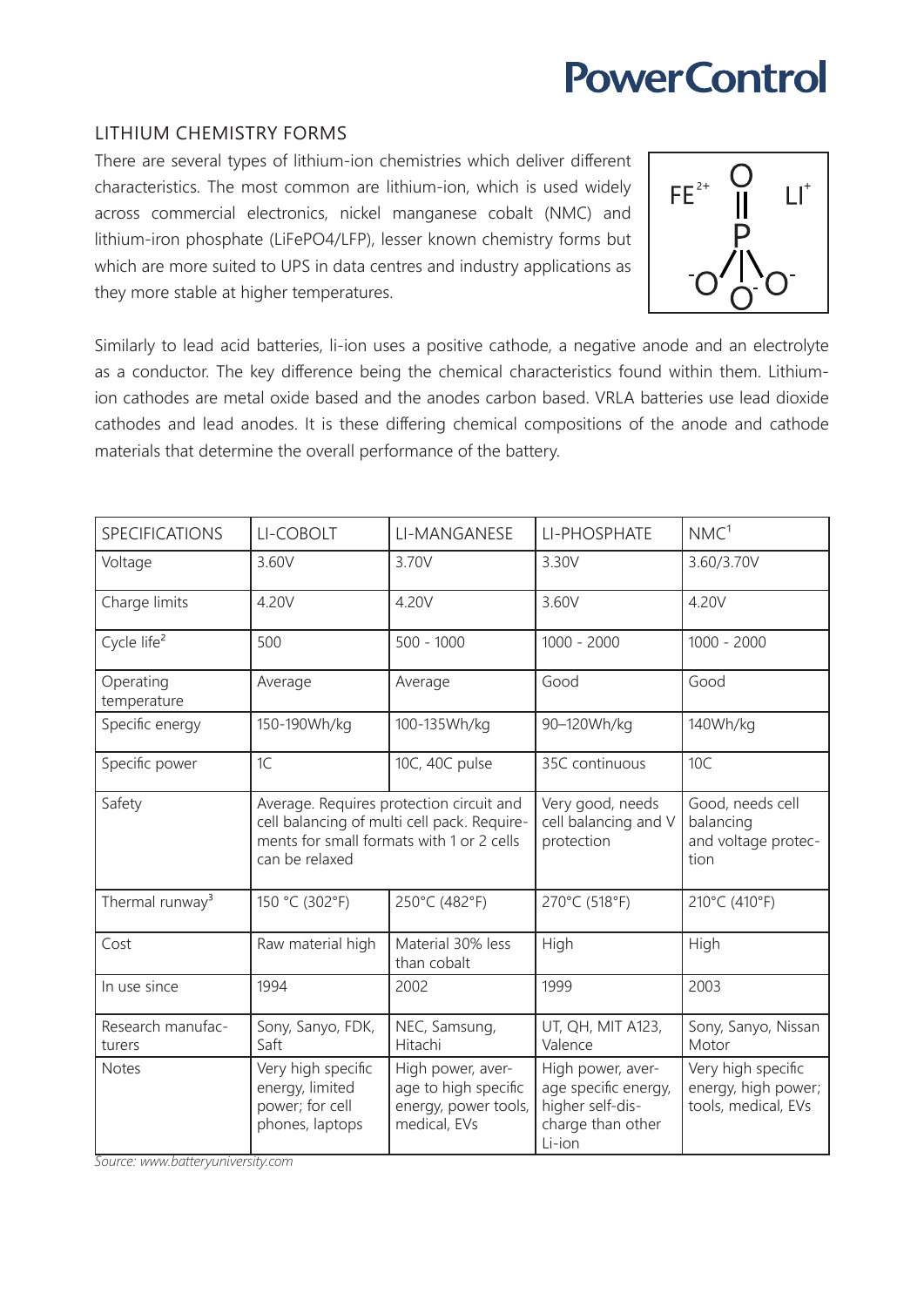## LITHIUM CHEMISTRY FORMS

There are several types of lithium-ion chemistries which deliver different characteristics. The most common are lithium-ion, which is used widely across commercial electronics, nickel manganese cobalt (NMC) and lithium-iron phosphate (LiFePO4/LFP), lesser known chemistry forms but which are more suited to UPS in data centres and industry applications as they more stable at higher temperatures.

Similarly to lead acid batteries, li-ion uses a positive cathode, a negative anode and an electrolyte as a conductor. The key difference being the chemical characteristics found within them. Lithium-ion cathodes are metal oxide based and the anodes carbon based. VRLA batteries use lead dioxide cathodes and lead anodes. It is these differing chemical compositions of the anode and cathode materials that determine the overall performance of the battery.

| SPECIFICATIONS | LI-COBOLT | LI-MANGANESE | LI-PHOSPHATE | NMC[1] |
|---|---|---|---|---|
| Voltage | 3.60V | 3.70V | 3.30V | 3.60/3.70V |
| Charge limits | 4.20V | 4.20V | 3.60V | 4.20V |
| Cycle life[2] | 500 | 500 - 1000 | 1000 - 2000 | 1000 - 2000 |
| Operating temperature | Average | Average | Good | Good |
| Specific energy | 150-190Wh/kg | 100-135Wh/kg | 90–120Wh/kg | 140Wh/kg |
| Specific power | 1C | 10C, 40C pulse | 35C continuous | 10C |
| Safety | Average. Requires protection circuit and cell balancing of multi cell pack. Requirements for small formats with 1 or 2 cells can be relaxed | | Very good, needs cell balancing and V protection | Good, needs cell balancing and voltage protection |
| Thermal runway[3] | 150 °C (302°F) | 250°C (482°F) | 270°C (518°F) | 210°C (410°F) |
| Cost | Raw material high | Material 30% less than cobalt | High | High |
| In use since | 1994 | 2002 | 1999 | 2003 |
| Research manufacturers | Sony, Sanyo, FDK, Saft | NEC, Samsung, Hitachi | UT, QH, MIT A123, Valence | Sony, Sanyo, Nissan Motor |
| Notes | Very high specific energy, limited power; for cell phones, laptops | High power, average to high specific energy, power tools, medical, EVs | High power, average specific energy, higher self-discharge than other Li-ion | Very high specific energy, high power; tools, medical, EVs |

*Source: www.batteryuniversity.com*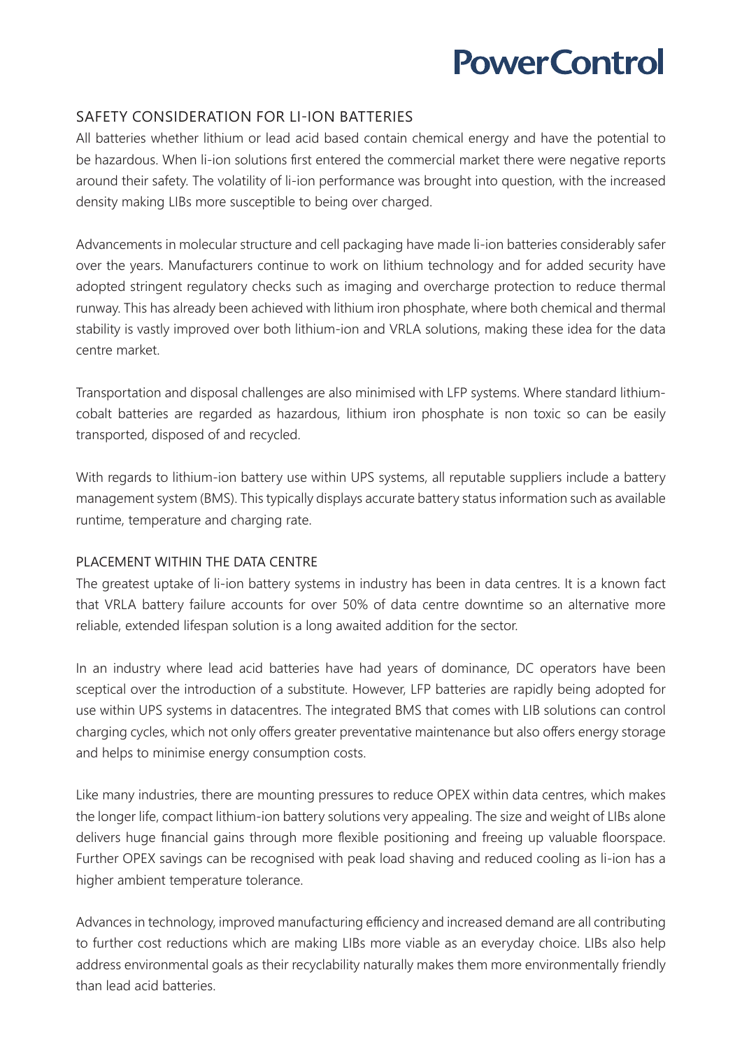## SAFETY CONSIDERATION FOR LI-ION BATTERIES

All batteries whether lithium or lead acid based contain chemical energy and have the potential to be hazardous. When li-ion solutions first entered the commercial market there were negative reports around their safety. The volatility of li-ion performance was brought into question, with the increased density making LIBs more susceptible to being over charged.

Advancements in molecular structure and cell packaging have made li-ion batteries considerably safer over the years. Manufacturers continue to work on lithium technology and for added security have adopted stringent regulatory checks such as imaging and overcharge protection to reduce thermal runway. This has already been achieved with lithium iron phosphate, where both chemical and thermal stability is vastly improved over both lithium-ion and VRLA solutions, making these idea for the data centre market.

Transportation and disposal challenges are also minimised with LFP systems. Where standard lithium-cobalt batteries are regarded as hazardous, lithium iron phosphate is non toxic so can be easily transported, disposed of and recycled.

With regards to lithium-ion battery use within UPS systems, all reputable suppliers include a battery management system (BMS). This typically displays accurate battery status information such as available runtime, temperature and charging rate.

### PLACEMENT WITHIN THE DATA CENTRE

The greatest uptake of li-ion battery systems in industry has been in data centres. It is a known fact that VRLA battery failure accounts for over 50% of data centre downtime so an alternative more reliable, extended lifespan solution is a long awaited addition for the sector.

In an industry where lead acid batteries have had years of dominance, DC operators have been sceptical over the introduction of a substitute. However, LFP batteries are rapidly being adopted for use within UPS systems in datacentres. The integrated BMS that comes with LIB solutions can control charging cycles, which not only offers greater preventative maintenance but also offers energy storage and helps to minimise energy consumption costs.

Like many industries, there are mounting pressures to reduce OPEX within data centres, which makes the longer life, compact lithium-ion battery solutions very appealing. The size and weight of LIBs alone delivers huge financial gains through more flexible positioning and freeing up valuable floorspace. Further OPEX savings can be recognised with peak load shaving and reduced cooling as li-ion has a higher ambient temperature tolerance.

Advances in technology, improved manufacturing efficiency and increased demand are all contributing to further cost reductions which are making LIBs more viable as an everyday choice. LIBs also help address environmental goals as their recyclability naturally makes them more environmentally friendly than lead acid batteries.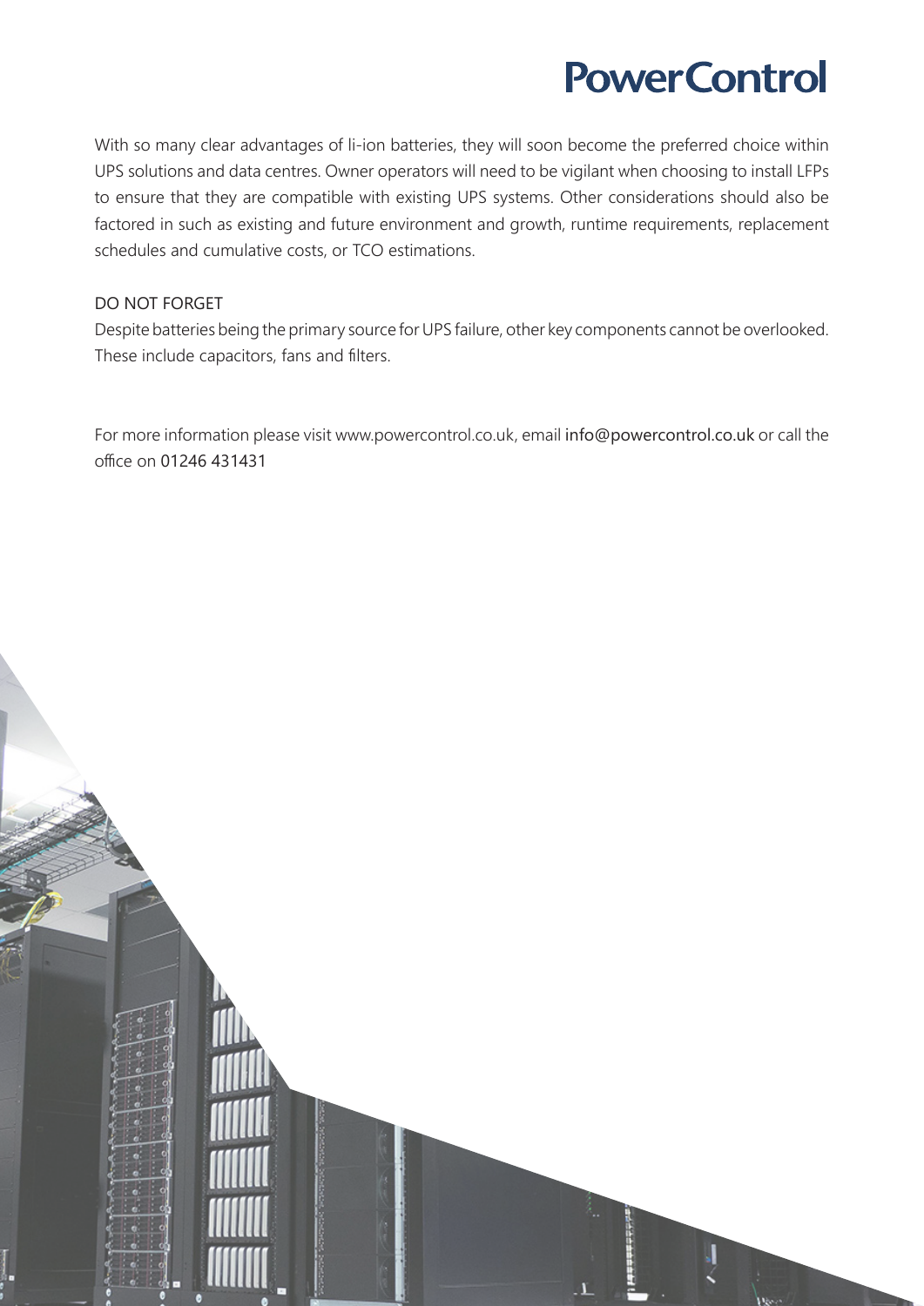With so many clear advantages of li-ion batteries, they will soon become the preferred choice within UPS solutions and data centres. Owner operators will need to be vigilant when choosing to install LFPs to ensure that they are compatible with existing UPS systems. Other considerations should also be factored in such as existing and future environment and growth, runtime requirements, replacement schedules and cumulative costs, or TCO estimations.

DO NOT FORGET

Despite batteries being the primary source for UPS failure, other key components cannot be overlooked. These include capacitors, fans and filters.

For more information please visit www.powercontrol.co.uk, email info@powercontrol.co.uk or call the office on 01246 431431